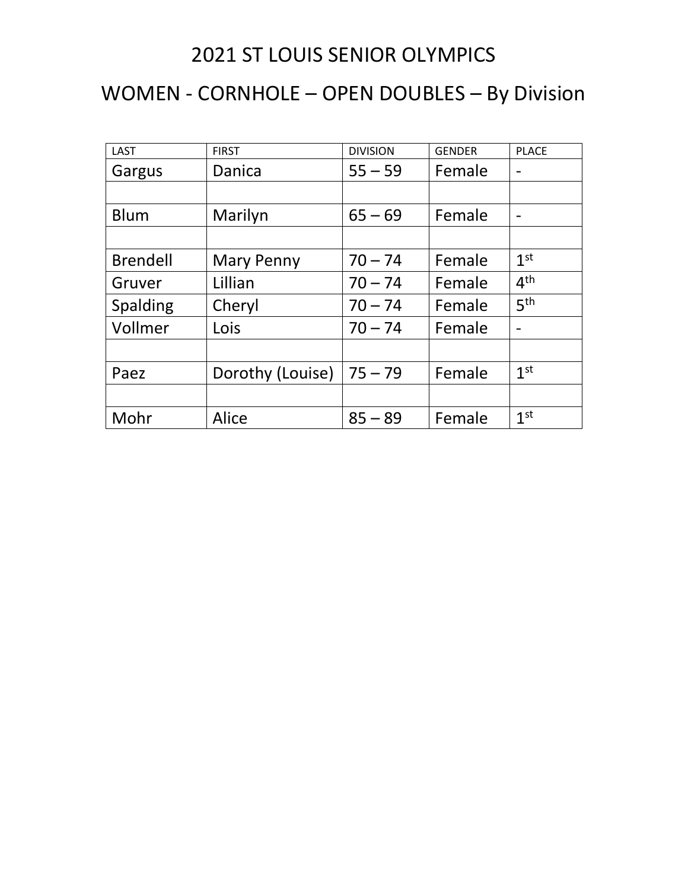# 2021 ST LOUIS SENIOR OLYMPICS

## WOMEN - CORNHOLE – OPEN DOUBLES – By Division

| LAST | FIRST | DIVISION | GENDER | PLACE |
|---|---|---|---|---|
| Gargus | Danica | 55 – 59 | Female | - |
| | | | | |
| Blum | Marilyn | 65 – 69 | Female | - |
| | | | | |
| Brendell | Mary Penny | 70 – 74 | Female | 1st |
| Gruver | Lillian | 70 – 74 | Female | 4th |
| Spalding | Cheryl | 70 – 74 | Female | 5th |
| Vollmer | Lois | 70 – 74 | Female | - |
| | | | | |
| Paez | Dorothy (Louise) | 75 – 79 | Female | 1st |
| | | | | |
| Mohr | Alice | 85 – 89 | Female | 1st |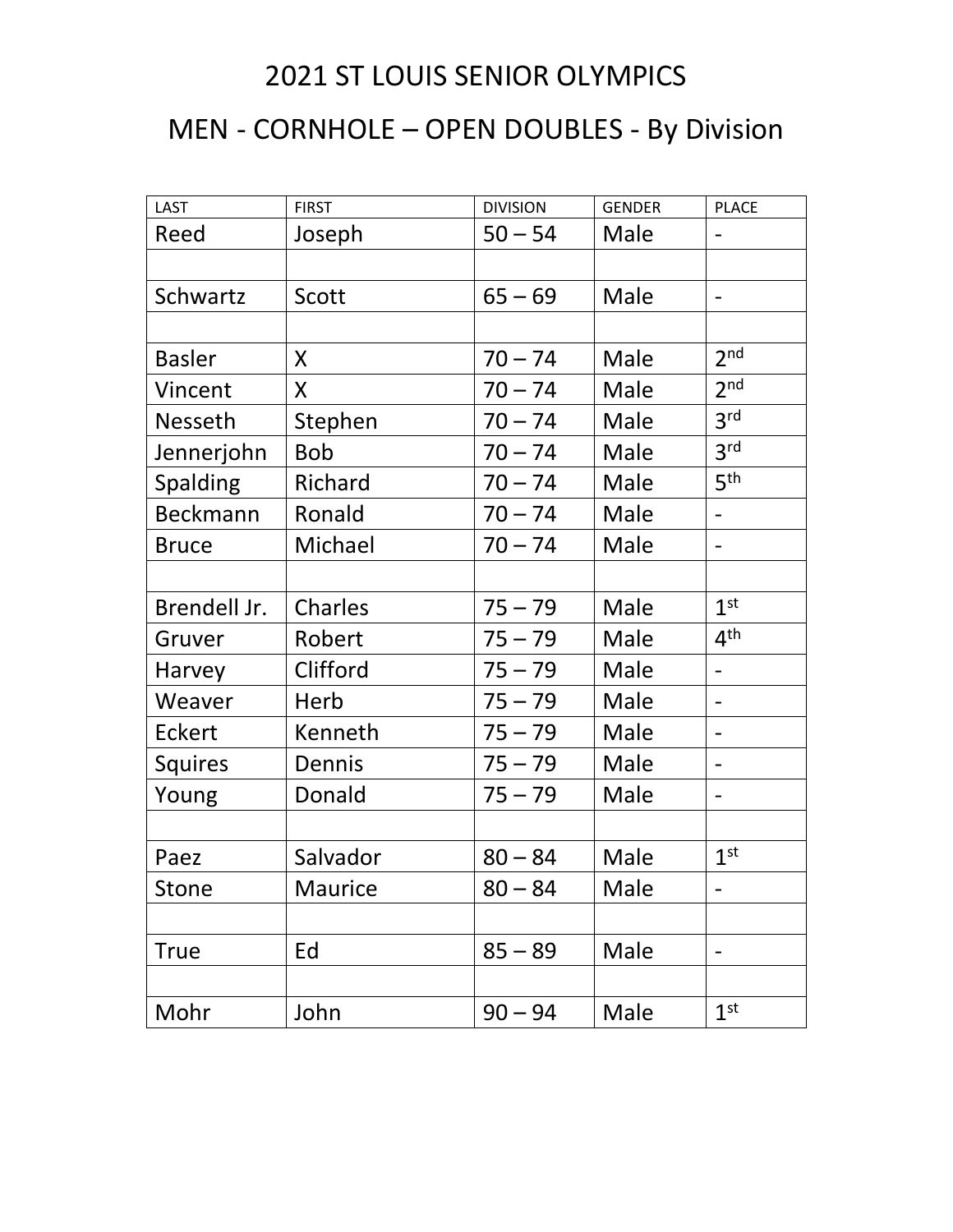# 2021 ST LOUIS SENIOR OLYMPICS

## MEN - CORNHOLE – OPEN DOUBLES - By Division

| LAST | FIRST | DIVISION | GENDER | PLACE |
|---|---|---|---|---|
| Reed | Joseph | 50 – 54 | Male | - |
| | | | | |
| Schwartz | Scott | 65 – 69 | Male | - |
| | | | | |
| Basler | X | 70 – 74 | Male | 2nd |
| Vincent | X | 70 – 74 | Male | 2nd |
| Nesseth | Stephen | 70 – 74 | Male | 3rd |
| Jennerjohn | Bob | 70 – 74 | Male | 3rd |
| Spalding | Richard | 70 – 74 | Male | 5th |
| Beckmann | Ronald | 70 – 74 | Male | - |
| Bruce | Michael | 70 – 74 | Male | - |
| | | | | |
| Brendell Jr. | Charles | 75 – 79 | Male | 1st |
| Gruver | Robert | 75 – 79 | Male | 4th |
| Harvey | Clifford | 75 – 79 | Male | - |
| Weaver | Herb | 75 – 79 | Male | - |
| Eckert | Kenneth | 75 – 79 | Male | - |
| Squires | Dennis | 75 – 79 | Male | - |
| Young | Donald | 75 – 79 | Male | - |
| | | | | |
| Paez | Salvador | 80 – 84 | Male | 1st |
| Stone | Maurice | 80 – 84 | Male | - |
| | | | | |
| True | Ed | 85 – 89 | Male | - |
| | | | | |
| Mohr | John | 90 – 94 | Male | 1st |